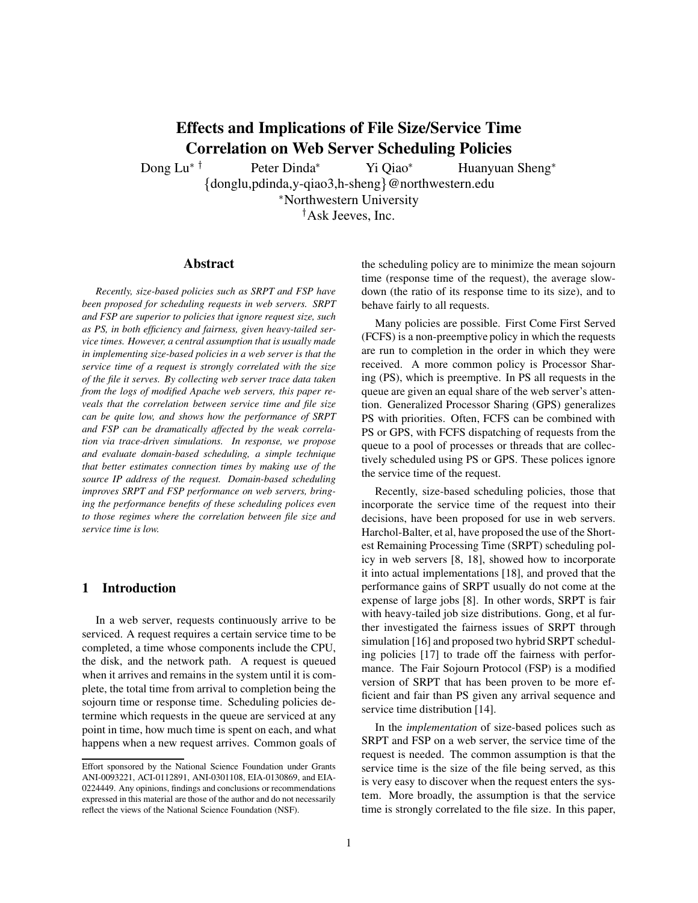# Effects and Implications of File Size/Service Time Correlation on Web Server Scheduling Policies

Dong Lu[∗ †] Peter Dinda[∗] Yi Qiao[∗] Huanyuan Sheng[∗]

{donglu,pdinda,y-qiao3,h-sheng}@northwestern.edu

[∗]Northwestern University

[†]Ask Jeeves, Inc.

## Abstract

*Recently, size-based policies such as SRPT and FSP have been proposed for scheduling requests in web servers. SRPT and FSP are superior to policies that ignore request size, such as PS, in both efficiency and fairness, given heavy-tailed service times. However, a central assumption that is usually made in implementing size-based policies in a web server is that the service time of a request is strongly correlated with the size of the file it serves. By collecting web server trace data taken from the logs of modified Apache web servers, this paper reveals that the correlation between service time and file size can be quite low, and shows how the performance of SRPT and FSP can be dramatically affected by the weak correlation via trace-driven simulations. In response, we propose and evaluate domain-based scheduling, a simple technique that better estimates connection times by making use of the source IP address of the request. Domain-based scheduling improves SRPT and FSP performance on web servers, bringing the performance benefits of these scheduling polices even to those regimes where the correlation between file size and service time is low.*

## 1 Introduction

In a web server, requests continuously arrive to be serviced. A request requires a certain service time to be completed, a time whose components include the CPU, the disk, and the network path. A request is queued when it arrives and remains in the system until it is complete, the total time from arrival to completion being the sojourn time or response time. Scheduling policies determine which requests in the queue are serviced at any point in time, how much time is spent on each, and what happens when a new request arrives. Common goals of the scheduling policy are to minimize the mean sojourn time (response time of the request), the average slowdown (the ratio of its response time to its size), and to behave fairly to all requests.

Many policies are possible. First Come First Served (FCFS) is a non-preemptive policy in which the requests are run to completion in the order in which they were received. A more common policy is Processor Sharing (PS), which is preemptive. In PS all requests in the queue are given an equal share of the web server's attention. Generalized Processor Sharing (GPS) generalizes PS with priorities. Often, FCFS can be combined with PS or GPS, with FCFS dispatching of requests from the queue to a pool of processes or threads that are collectively scheduled using PS or GPS. These polices ignore the service time of the request.

Recently, size-based scheduling policies, those that incorporate the service time of the request into their decisions, have been proposed for use in web servers. Harchol-Balter, et al, have proposed the use of the Shortest Remaining Processing Time (SRPT) scheduling policy in web servers [8, 18], showed how to incorporate it into actual implementations [18], and proved that the performance gains of SRPT usually do not come at the expense of large jobs [8]. In other words, SRPT is fair with heavy-tailed job size distributions. Gong, et al further investigated the fairness issues of SRPT through simulation [16] and proposed two hybrid SRPT scheduling policies [17] to trade off the fairness with performance. The Fair Sojourn Protocol (FSP) is a modified version of SRPT that has been proven to be more efficient and fair than PS given any arrival sequence and service time distribution [14].

In the *implementation* of size-based polices such as SRPT and FSP on a web server, the service time of the request is needed. The common assumption is that the service time is the size of the file being served, as this is very easy to discover when the request enters the system. More broadly, the assumption is that the service time is strongly correlated to the file size. In this paper,

Effort sponsored by the National Science Foundation under Grants ANI-0093221, ACI-0112891, ANI-0301108, EIA-0130869, and EIA-0224449. Any opinions, findings and conclusions or recommendations expressed in this material are those of the author and do not necessarily reflect the views of the National Science Foundation (NSF).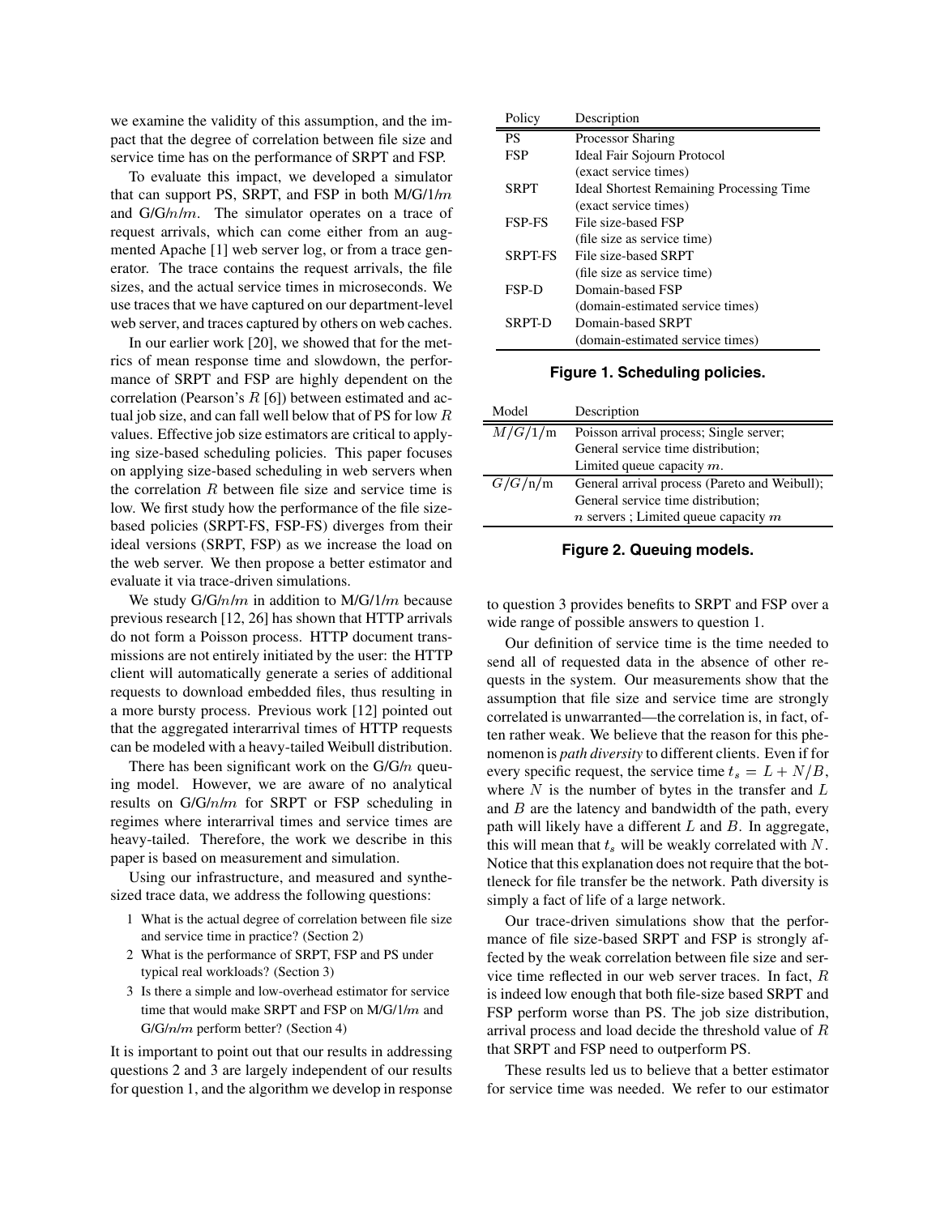we examine the validity of this assumption, and the impact that the degree of correlation between file size and service time has on the performance of SRPT and FSP.

To evaluate this impact, we developed a simulator that can support PS, SRPT, and FSP in both M/G/1/$m$ and G/G/$n$/$m$. The simulator operates on a trace of request arrivals, which can come either from an augmented Apache [1] web server log, or from a trace generator. The trace contains the request arrivals, the file sizes, and the actual service times in microseconds. We use traces that we have captured on our department-level web server, and traces captured by others on web caches.

In our earlier work [20], we showed that for the metrics of mean response time and slowdown, the performance of SRPT and FSP are highly dependent on the correlation (Pearson's $R$ [6]) between estimated and actual job size, and can fall well below that of PS for low $R$ values. Effective job size estimators are critical to applying size-based scheduling policies. This paper focuses on applying size-based scheduling in web servers when the correlation $R$ between file size and service time is low. We first study how the performance of the file size-based policies (SRPT-FS, FSP-FS) diverges from their ideal versions (SRPT, FSP) as we increase the load on the web server. We then propose a better estimator and evaluate it via trace-driven simulations.

We study G/G/$n$/$m$ in addition to M/G/1/$m$ because previous research [12, 26] has shown that HTTP arrivals do not form a Poisson process. HTTP document transmissions are not entirely initiated by the user: the HTTP client will automatically generate a series of additional requests to download embedded files, thus resulting in a more bursty process. Previous work [12] pointed out that the aggregated interarrival times of HTTP requests can be modeled with a heavy-tailed Weibull distribution.

There has been significant work on the G/G/$n$ queuing model. However, we are aware of no analytical results on G/G/$n$/$m$ for SRPT or FSP scheduling in regimes where interarrival times and service times are heavy-tailed. Therefore, the work we describe in this paper is based on measurement and simulation.

Using our infrastructure, and measured and synthesized trace data, we address the following questions:

1. What is the actual degree of correlation between file size and service time in practice? (Section 2)
2. What is the performance of SRPT, FSP and PS under typical real workloads? (Section 3)
3. Is there a simple and low-overhead estimator for service time that would make SRPT and FSP on M/G/1/$m$ and G/G/$n$/$m$ perform better? (Section 4)

It is important to point out that our results in addressing questions 2 and 3 are largely independent of our results for question 1, and the algorithm we develop in response to question 3 provides benefits to SRPT and FSP over a wide range of possible answers to question 1.

| Policy | Description |
|---|---|
| PS | Processor Sharing |
| FSP | Ideal Fair Sojourn Protocol (exact service times) |
| SRPT | Ideal Shortest Remaining Processing Time (exact service times) |
| FSP-FS | File size-based FSP (file size as service time) |
| SRPT-FS | File size-based SRPT (file size as service time) |
| FSP-D | Domain-based FSP (domain-estimated service times) |
| SRPT-D | Domain-based SRPT (domain-estimated service times) |

**Figure 1. Scheduling policies.**

| Model | Description |
|---|---|
| $M/G/1$/m | Poisson arrival process; Single server; General service time distribution; Limited queue capacity $m$. |
| $G/G$/n/m | General arrival process (Pareto and Weibull); General service time distribution; $n$ servers ; Limited queue capacity $m$ |

**Figure 2. Queuing models.**

Our definition of service time is the time needed to send all of requested data in the absence of other requests in the system. Our measurements show that the assumption that file size and service time are strongly correlated is unwarranted—the correlation is, in fact, often rather weak. We believe that the reason for this phenomenon is *path diversity* to different clients. Even if for every specific request, the service time $t_s = L + N/B$, where $N$ is the number of bytes in the transfer and $L$ and $B$ are the latency and bandwidth of the path, every path will likely have a different $L$ and $B$. In aggregate, this will mean that $t_s$ will be weakly correlated with $N$. Notice that this explanation does not require that the bottleneck for file transfer be the network. Path diversity is simply a fact of life of a large network.

Our trace-driven simulations show that the performance of file size-based SRPT and FSP is strongly affected by the weak correlation between file size and service time reflected in our web server traces. In fact, $R$ is indeed low enough that both file-size based SRPT and FSP perform worse than PS. The job size distribution, arrival process and load decide the threshold value of $R$ that SRPT and FSP need to outperform PS.

These results led us to believe that a better estimator for service time was needed. We refer to our estimator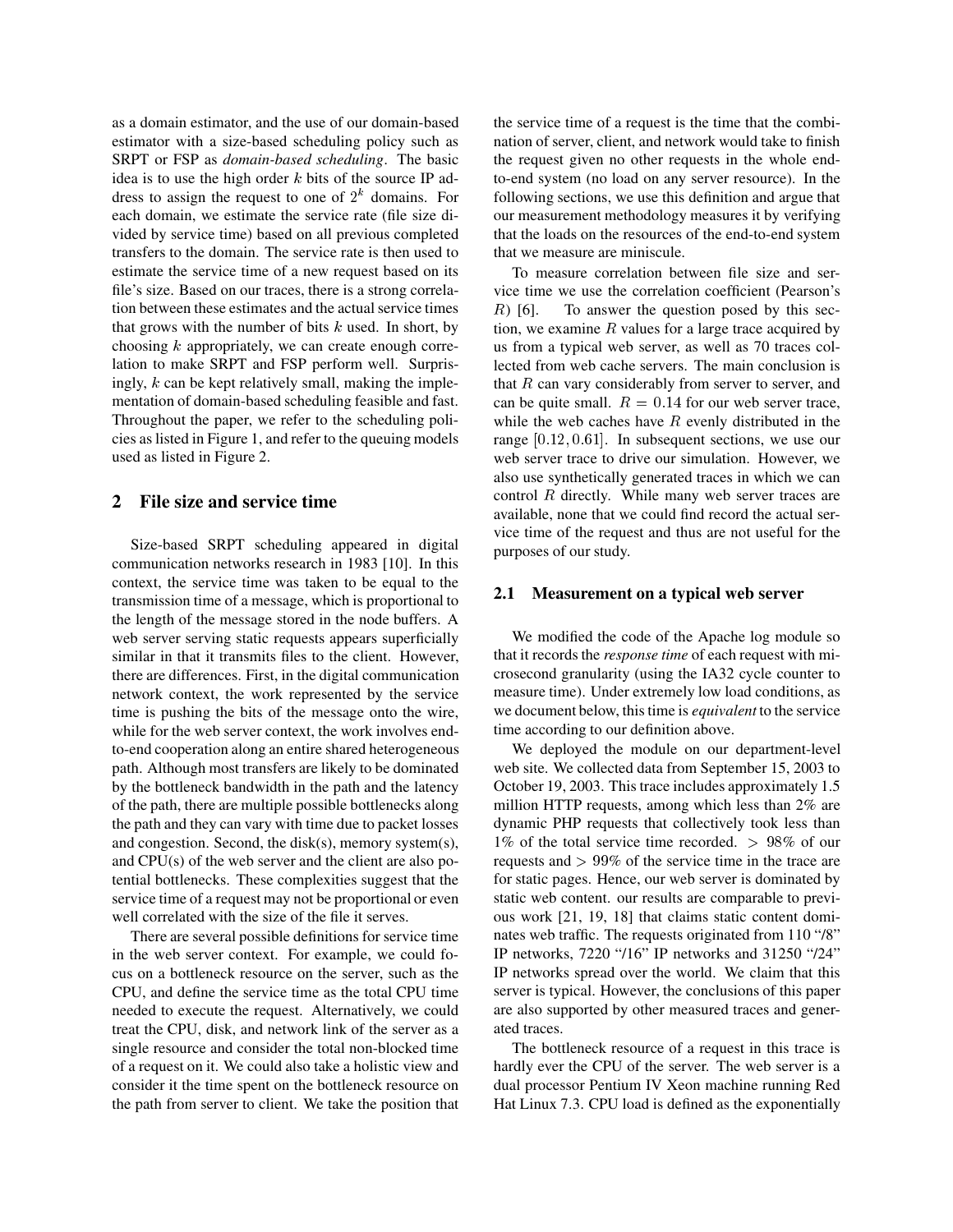as a domain estimator, and the use of our domain-based estimator with a size-based scheduling policy such as SRPT or FSP as *domain-based scheduling*. The basic idea is to use the high order $k$ bits of the source IP address to assign the request to one of $2^k$ domains. For each domain, we estimate the service rate (file size divided by service time) based on all previous completed transfers to the domain. The service rate is then used to estimate the service time of a new request based on its file's size. Based on our traces, there is a strong correlation between these estimates and the actual service times that grows with the number of bits $k$ used. In short, by choosing $k$ appropriately, we can create enough correlation to make SRPT and FSP perform well. Surprisingly, $k$ can be kept relatively small, making the implementation of domain-based scheduling feasible and fast. Throughout the paper, we refer to the scheduling policies as listed in Figure 1, and refer to the queuing models used as listed in Figure 2.

## 2 File size and service time

Size-based SRPT scheduling appeared in digital communication networks research in 1983 [10]. In this context, the service time was taken to be equal to the transmission time of a message, which is proportional to the length of the message stored in the node buffers. A web server serving static requests appears superficially similar in that it transmits files to the client. However, there are differences. First, in the digital communication network context, the work represented by the service time is pushing the bits of the message onto the wire, while for the web server context, the work involves end-to-end cooperation along an entire shared heterogeneous path. Although most transfers are likely to be dominated by the bottleneck bandwidth in the path and the latency of the path, there are multiple possible bottlenecks along the path and they can vary with time due to packet losses and congestion. Second, the disk(s), memory system(s), and CPU(s) of the web server and the client are also potential bottlenecks. These complexities suggest that the service time of a request may not be proportional or even well correlated with the size of the file it serves.

There are several possible definitions for service time in the web server context. For example, we could focus on a bottleneck resource on the server, such as the CPU, and define the service time as the total CPU time needed to execute the request. Alternatively, we could treat the CPU, disk, and network link of the server as a single resource and consider the total non-blocked time of a request on it. We could also take a holistic view and consider it the time spent on the bottleneck resource on the path from server to client. We take the position that the service time of a request is the time that the combination of server, client, and network would take to finish the request given no other requests in the whole end-to-end system (no load on any server resource). In the following sections, we use this definition and argue that our measurement methodology measures it by verifying that the loads on the resources of the end-to-end system that we measure are miniscule.

To measure correlation between file size and service time we use the correlation coefficient (Pearson's $R$) [6]. To answer the question posed by this section, we examine $R$ values for a large trace acquired by us from a typical web server, as well as 70 traces collected from web cache servers. The main conclusion is that $R$ can vary considerably from server to server, and can be quite small. $R = 0.14$ for our web server trace, while the web caches have $R$ evenly distributed in the range $[0.12, 0.61]$. In subsequent sections, we use our web server trace to drive our simulation. However, we also use synthetically generated traces in which we can control $R$ directly. While many web server traces are available, none that we could find record the actual service time of the request and thus are not useful for the purposes of our study.

### 2.1 Measurement on a typical web server

We modified the code of the Apache log module so that it records the *response time* of each request with microsecond granularity (using the IA32 cycle counter to measure time). Under extremely low load conditions, as we document below, this time is *equivalent* to the service time according to our definition above.

We deployed the module on our department-level web site. We collected data from September 15, 2003 to October 19, 2003. This trace includes approximately 1.5 million HTTP requests, among which less than 2% are dynamic PHP requests that collectively took less than 1% of the total service time recorded. $> 98\%$ of our requests and $> 99\%$ of the service time in the trace are for static pages. Hence, our web server is dominated by static web content. our results are comparable to previous work [21, 19, 18] that claims static content dominates web traffic. The requests originated from 110 "/8" IP networks, 7220 "/16" IP networks and 31250 "/24" IP networks spread over the world. We claim that this server is typical. However, the conclusions of this paper are also supported by other measured traces and generated traces.

The bottleneck resource of a request in this trace is hardly ever the CPU of the server. The web server is a dual processor Pentium IV Xeon machine running Red Hat Linux 7.3. CPU load is defined as the exponentially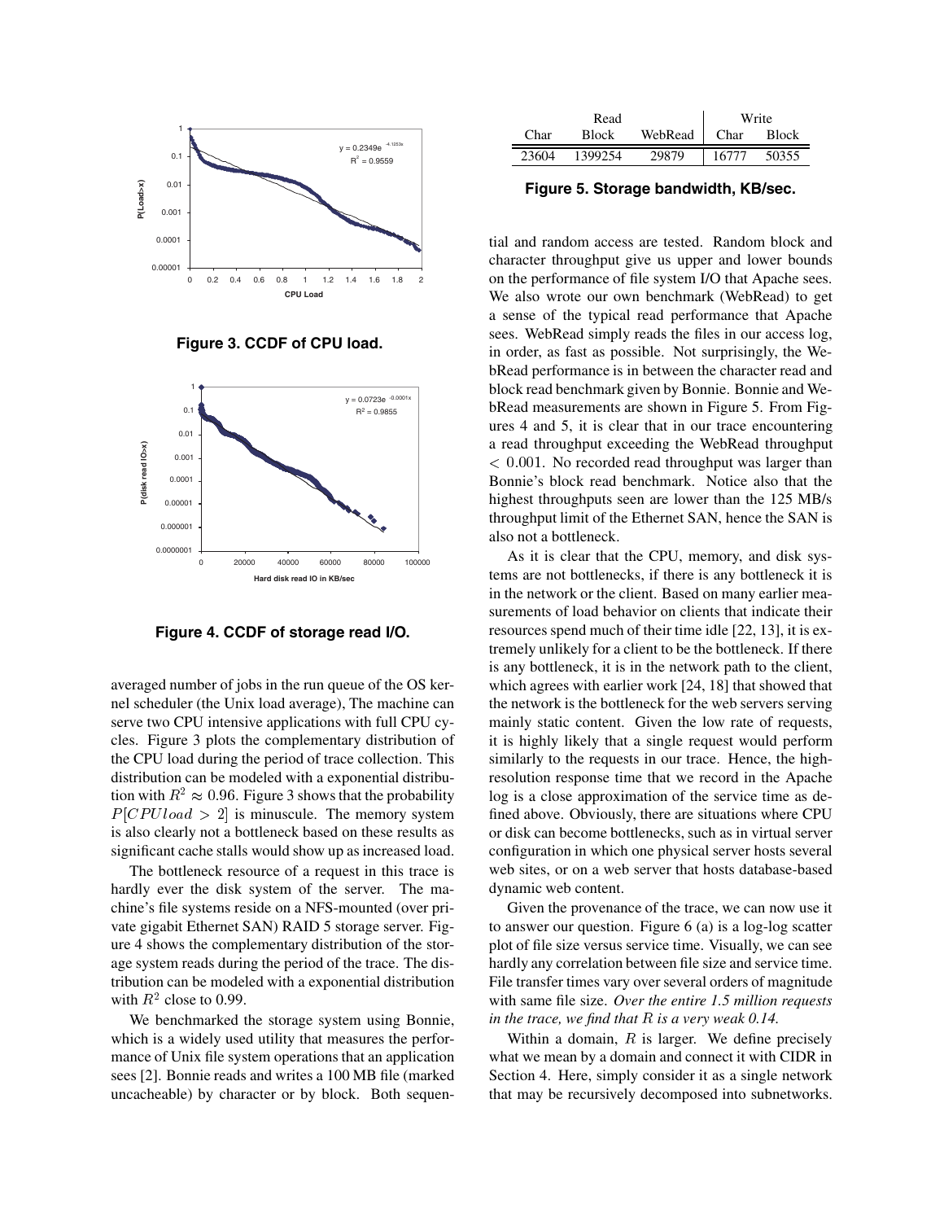Figure 3. CCDF of CPU load.

Figure 4. CCDF of storage read I/O.

averaged number of jobs in the run queue of the OS kernel scheduler (the Unix load average), The machine can serve two CPU intensive applications with full CPU cycles. Figure 3 plots the complementary distribution of the CPU load during the period of trace collection. This distribution can be modeled with a exponential distribution with $R^2 \approx 0.96$. Figure 3 shows that the probability $P[CPUload > 2]$ is minuscule. The memory system is also clearly not a bottleneck based on these results as significant cache stalls would show up as increased load.

The bottleneck resource of a request in this trace is hardly ever the disk system of the server. The machine's file systems reside on a NFS-mounted (over private gigabit Ethernet SAN) RAID 5 storage server. Figure 4 shows the complementary distribution of the storage system reads during the period of the trace. The distribution can be modeled with a exponential distribution with $R^2$ close to 0.99.

We benchmarked the storage system using Bonnie, which is a widely used utility that measures the performance of Unix file system operations that an application sees [2]. Bonnie reads and writes a 100 MB file (marked uncacheable) by character or by block. Both sequential and random access are tested. Random block and character throughput give us upper and lower bounds on the performance of file system I/O that Apache sees. We also wrote our own benchmark (WebRead) to get a sense of the typical read performance that Apache sees. WebRead simply reads the files in our access log, in order, as fast as possible. Not surprisingly, the WebRead performance is in between the character read and block read benchmark given by Bonnie. Bonnie and WebRead measurements are shown in Figure 5. From Figures 4 and 5, it is clear that in our trace encountering a read throughput exceeding the WebRead throughput $< 0.001$. No recorded read throughput was larger than Bonnie's block read benchmark. Notice also that the highest throughputs seen are lower than the 125 MB/s throughput limit of the Ethernet SAN, hence the SAN is also not a bottleneck.

| Read | | | Write | |
|---|---|---|---|---|
| Char | Block | WebRead | Char | Block |
| 23604 | 1399254 | 29879 | 16777 | 50355 |

**Figure 5. Storage bandwidth, KB/sec.**

As it is clear that the CPU, memory, and disk systems are not bottlenecks, if there is any bottleneck it is in the network or the client. Based on many earlier measurements of load behavior on clients that indicate their resources spend much of their time idle [22, 13], it is extremely unlikely for a client to be the bottleneck. If there is any bottleneck, it is in the network path to the client, which agrees with earlier work [24, 18] that showed that the network is the bottleneck for the web servers serving mainly static content. Given the low rate of requests, it is highly likely that a single request would perform similarly to the requests in our trace. Hence, the high-resolution response time that we record in the Apache log is a close approximation of the service time as defined above. Obviously, there are situations where CPU or disk can become bottlenecks, such as in virtual server configuration in which one physical server hosts several web sites, or on a web server that hosts database-based dynamic web content.

Given the provenance of the trace, we can now use it to answer our question. Figure 6 (a) is a log-log scatter plot of file size versus service time. Visually, we can see hardly any correlation between file size and service time. File transfer times vary over several orders of magnitude with same file size. *Over the entire 1.5 million requests in the trace, we find that $R$ is a very weak 0.14.*

Within a domain, $R$ is larger. We define precisely what we mean by a domain and connect it with CIDR in Section 4. Here, simply consider it as a single network that may be recursively decomposed into subnetworks.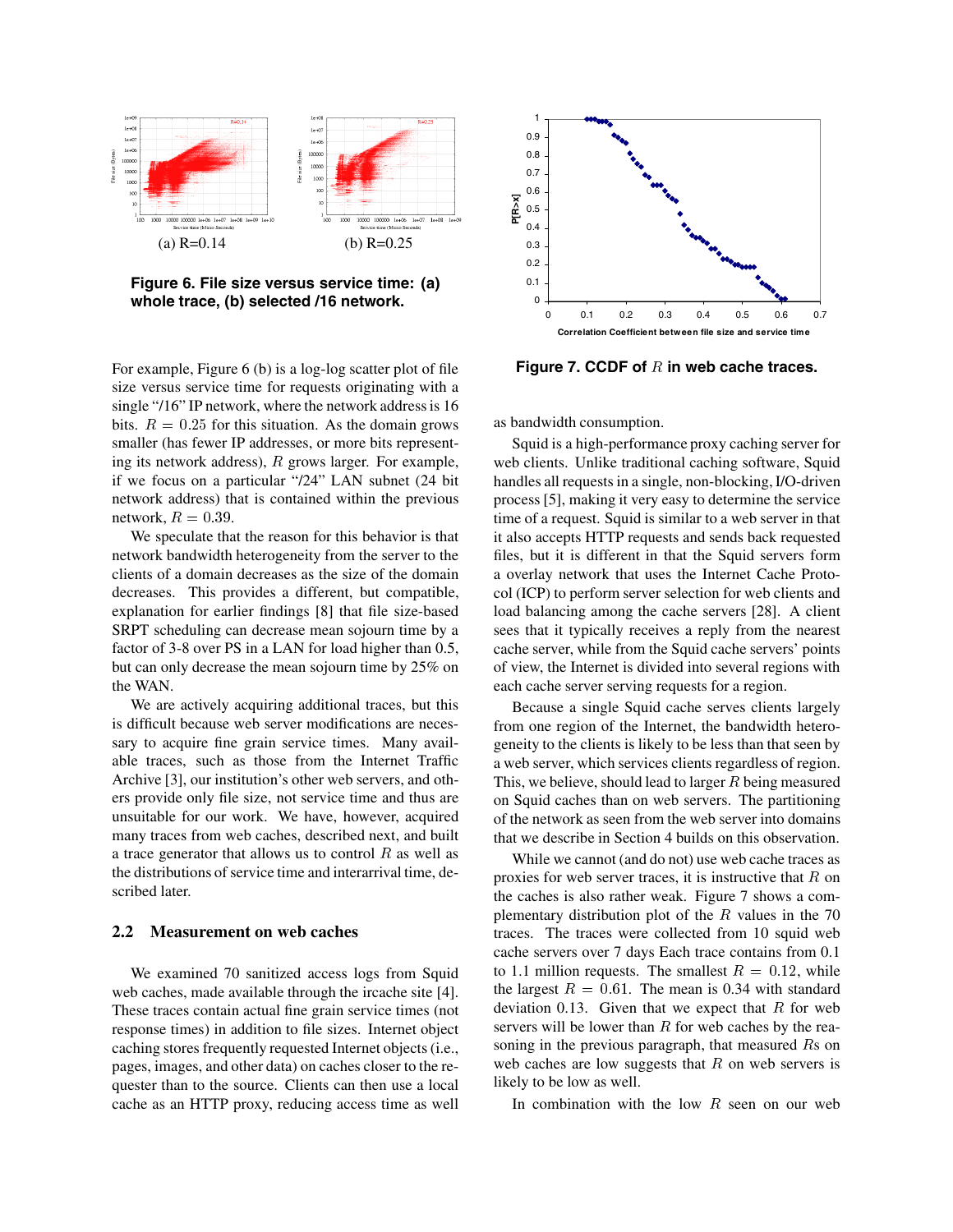(a) R=0.14

(b) R=0.25

**Figure 6. File size versus service time: (a) whole trace, (b) selected /16 network.**

For example, Figure 6 (b) is a log-log scatter plot of file size versus service time for requests originating with a single "/16" IP network, where the network address is 16 bits. $R = 0.25$ for this situation. As the domain grows smaller (has fewer IP addresses, or more bits representing its network address), $R$ grows larger. For example, if we focus on a particular "/24" LAN subnet (24 bit network address) that is contained within the previous network, $R = 0.39$.

We speculate that the reason for this behavior is that network bandwidth heterogeneity from the server to the clients of a domain decreases as the size of the domain decreases. This provides a different, but compatible, explanation for earlier findings [8] that file size-based SRPT scheduling can decrease mean sojourn time by a factor of 3-8 over PS in a LAN for load higher than 0.5, but can only decrease the mean sojourn time by 25% on the WAN.

We are actively acquiring additional traces, but this is difficult because web server modifications are necessary to acquire fine grain service times. Many available traces, such as those from the Internet Traffic Archive [3], our institution's other web servers, and others provide only file size, not service time and thus are unsuitable for our work. We have, however, acquired many traces from web caches, described next, and built a trace generator that allows us to control $R$ as well as the distributions of service time and interarrival time, described later.

### 2.2 Measurement on web caches

We examined 70 sanitized access logs from Squid web caches, made available through the ircache site [4]. These traces contain actual fine grain service times (not response times) in addition to file sizes. Internet object caching stores frequently requested Internet objects (i.e., pages, images, and other data) on caches closer to the requester than to the source. Clients can then use a local cache as an HTTP proxy, reducing access time as well as bandwidth consumption.

**Figure 7. CCDF of $R$ in web cache traces.**

Squid is a high-performance proxy caching server for web clients. Unlike traditional caching software, Squid handles all requests in a single, non-blocking, I/O-driven process [5], making it very easy to determine the service time of a request. Squid is similar to a web server in that it also accepts HTTP requests and sends back requested files, but it is different in that the Squid cache servers form a overlay network that uses the Internet Cache Protocol (ICP) to perform server selection for web clients and load balancing among the cache servers [28]. A client sees that it typically receives a reply from the nearest cache server, while from the Squid cache servers' points of view, the Internet is divided into several regions with each cache server serving requests for a region.

Because a single Squid cache serves clients largely from one region of the Internet, the bandwidth heterogeneity to the clients is likely to be less than that seen by a web server, which services clients regardless of region. This, we believe, should lead to larger $R$ being measured on Squid caches than on web servers. The partitioning of the network as seen from the web server into domains that we describe in Section 4 builds on this observation.

While we cannot (and do not) use web cache traces as proxies for web server traces, it is instructive that $R$ on the caches is also rather weak. Figure 7 shows a complementary distribution plot of the $R$ values in the 70 traces. The traces were collected from 10 squid web cache servers over 7 days Each trace contains from 0.1 to 1.1 million requests. The smallest $R = 0.12$, while the largest $R = 0.61$. The mean is 0.34 with standard deviation 0.13. Given that we expect that $R$ for web servers will be lower than $R$ for web caches by the reasoning in the previous paragraph, that measured $R$s on web caches are low suggests that $R$ on web servers is likely to be low as well.

In combination with the low $R$ seen on our web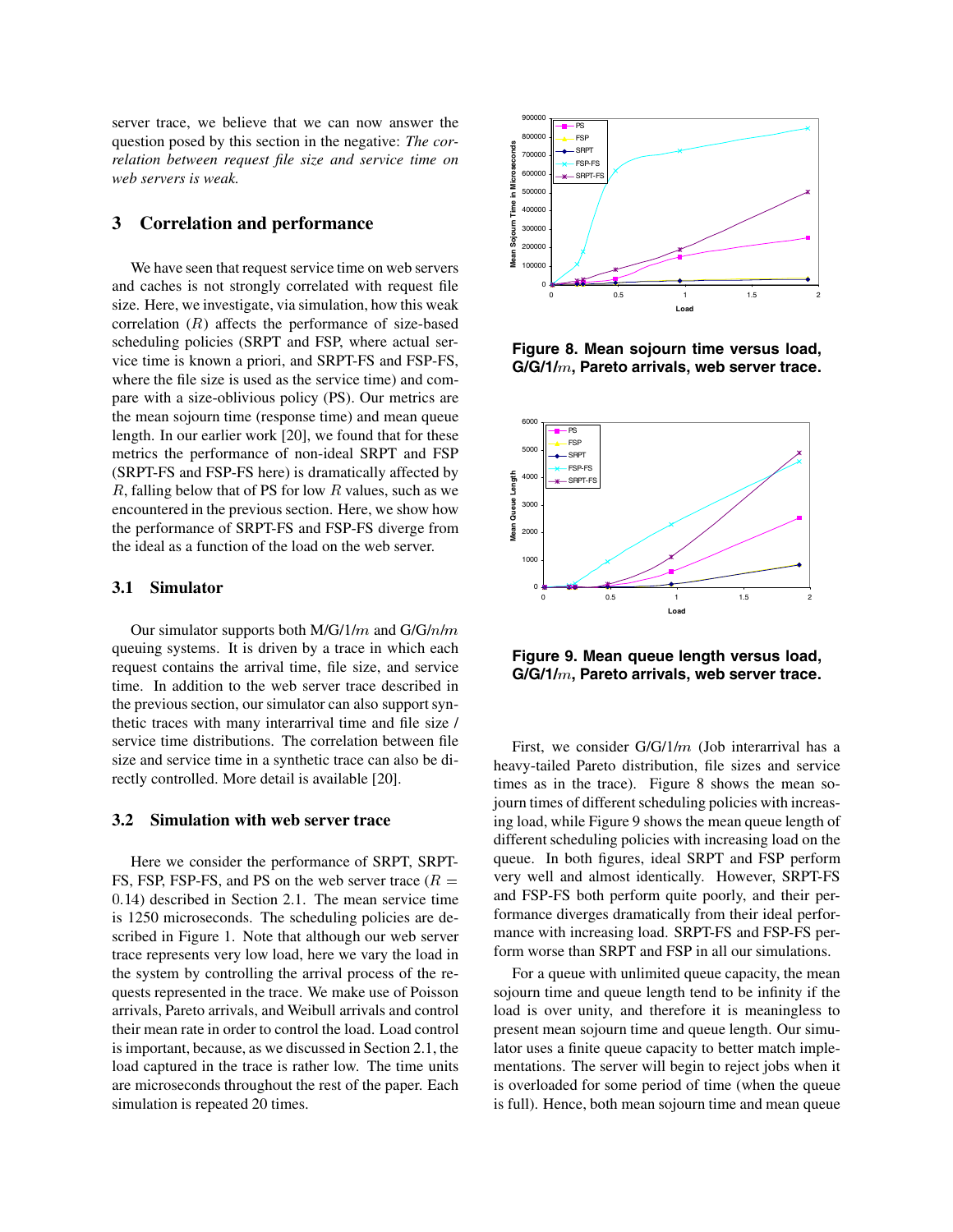server trace, we believe that we can now answer the question posed by this section in the negative: *The correlation between request file size and service time on web servers is weak.*

## 3 Correlation and performance

We have seen that request service time on web servers and caches is not strongly correlated with request file size. Here, we investigate, via simulation, how this weak correlation ($R$) affects the performance of size-based scheduling policies (SRPT and FSP, where actual service time is known a priori, and SRPT-FS and FSP-FS, where the file size is used as the service time) and compare with a size-oblivious policy (PS). Our metrics are the mean sojourn time (response time) and mean queue length. In our earlier work [20], we found that for these metrics the performance of non-ideal SRPT and FSP (SRPT-FS and FSP-FS here) is dramatically affected by $R$, falling below that of PS for low $R$ values, such as we encountered in the previous section. Here, we show how the performance of SRPT-FS and FSP-FS diverge from the ideal as a function of the load on the web server.

### 3.1 Simulator

Our simulator supports both M/G/1/$m$ and G/G/$n$/$m$ queuing systems. It is driven by a trace in which each request contains the arrival time, file size, and service time. In addition to the web server trace described in the previous section, our simulator can also support synthetic traces with many interarrival time and file size / service time distributions. The correlation between file size and service time in a synthetic trace can be directly controlled. More detail is available [20].

### 3.2 Simulation with web server trace

Here we consider the performance of SRPT, SRPT-FS, FSP, FSP-FS, and PS on the web server trace ($R = 0.14$) described in Section 2.1. The mean service time is 1250 microseconds. The scheduling policies are described in Figure 1. Note that although our web server trace represents very low load, here we vary the load in the system by controlling the arrival process of the requests represented in the trace. We make use of Poisson arrivals, Pareto arrivals, and Weibull arrivals and control their mean rate in order to control the load. Load control is important, because, as we discussed in Section 2.1, the load captured in the trace is rather low. The time units are microseconds throughout the rest of the paper. Each simulation is repeated 20 times.

**Figure 8. Mean sojourn time versus load, G/G/1/$m$, Pareto arrivals, web server trace.**

**Figure 9. Mean queue length versus load, G/G/1/$m$, Pareto arrivals, web server trace.**

First, we consider G/G/1/$m$ (Job interarrival has a heavy-tailed Pareto distribution, file sizes and service times as in the trace). Figure 8 shows the mean sojourn times of different scheduling policies with increasing load, while Figure 9 shows the mean queue length of different scheduling policies with increasing load on the queue. In both figures, ideal SRPT and FSP perform very well and almost identically. However, SRPT-FS and FSP-FS both perform quite poorly, and their performance diverges dramatically from their ideal performance with increasing load. SRPT-FS and FSP-FS perform worse than SRPT and FSP in all our simulations.

For a queue with unlimited queue capacity, the mean sojourn time and queue length tend to be infinity if the load is over unity, and therefore it is meaningless to present mean sojourn time and queue length. Our simulator uses a finite queue capacity to better match implementations. The server will begin to reject jobs when it is overloaded for some period of time (when the queue is full). Hence, both mean sojourn time and mean queue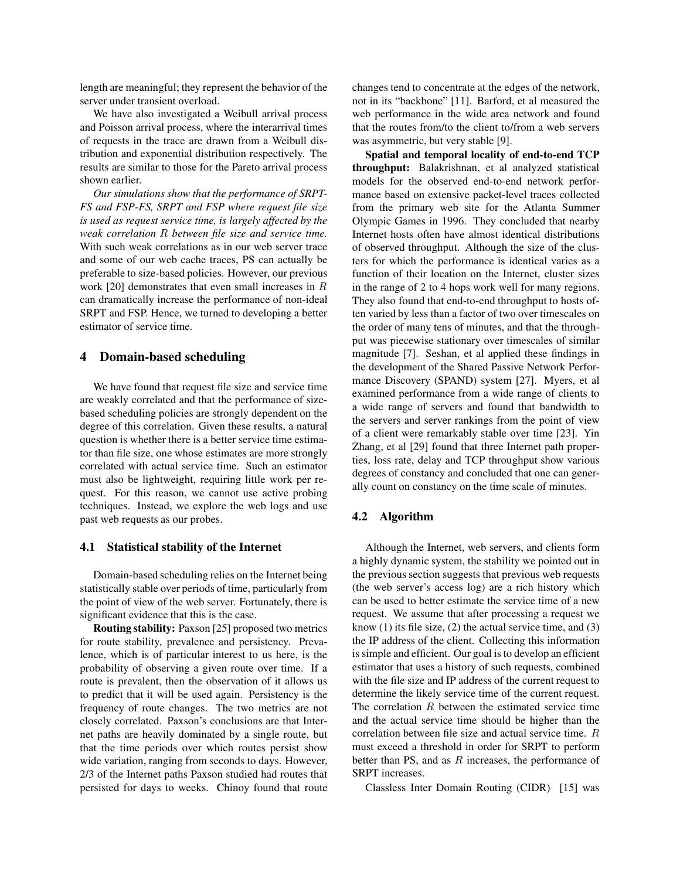length are meaningful; they represent the behavior of the server under transient overload.

We have also investigated a Weibull arrival process and Poisson arrival process, where the interarrival times of requests in the trace are drawn from a Weibull distribution and exponential distribution respectively. The results are similar to those for the Pareto arrival process shown earlier.

*Our simulations show that the performance of SRPT-FS and FSP-FS, SRPT and FSP where request file size is used as request service time, is largely affected by the weak correlation $R$ between file size and service time.* With such weak correlations as in our web server trace and some of our web cache traces, PS can actually be preferable to size-based policies. However, our previous work [20] demonstrates that even small increases in $R$ can dramatically increase the performance of non-ideal SRPT and FSP. Hence, we turned to developing a better estimator of service time.

## 4 Domain-based scheduling

We have found that request file size and service time are weakly correlated and that the performance of size-based scheduling policies are strongly dependent on the degree of this correlation. Given these results, a natural question is whether there is a better service time estimator than file size, one whose estimates are more strongly correlated with actual service time. Such an estimator must also be lightweight, requiring little work per request. For this reason, we cannot use active probing techniques. Instead, we explore the web logs and use past web requests as our probes.

### 4.1 Statistical stability of the Internet

Domain-based scheduling relies on the Internet being statistically stable over periods of time, particularly from the point of view of the web server. Fortunately, there is significant evidence that this is the case.

**Routing stability:** Paxson [25] proposed two metrics for route stability, prevalence and persistency. Prevalence, which is of particular interest to us here, is the probability of observing a given route over time. If a route is prevalent, then the observation of it allows us to predict that it will be used again. Persistency is the frequency of route changes. The two metrics are not closely correlated. Paxson's conclusions are that Internet paths are heavily dominated by a single route, but that the time periods over which routes persist show wide variation, ranging from seconds to days. However, 2/3 of the Internet paths Paxson studied had routes that persisted for days to weeks. Chinoy found that route changes tend to concentrate at the edges of the network, not in its "backbone" [11]. Barford, et al measured the web performance in the wide area network and found that the routes from/to the client to/from a web servers was asymmetric, but very stable [9].

**Spatial and temporal locality of end-to-end TCP throughput:** Balakrishnan, et al analyzed statistical models for the observed end-to-end network performance based on extensive packet-level traces collected from the primary web site for the Atlanta Summer Olympic Games in 1996. They concluded that nearby Internet hosts often have almost identical distributions of observed throughput. Although the size of the clusters for which the performance is identical varies as a function of their location on the Internet, cluster sizes in the range of 2 to 4 hops work well for many regions. They also found that end-to-end throughput to hosts often varied by less than a factor of two over timescales on the order of many tens of minutes, and that the throughput was piecewise stationary over timescales of similar magnitude [7]. Seshan, et al applied these findings in the development of the Shared Passive Network Performance Discovery (SPAND) system [27]. Myers, et al examined performance from a wide range of clients to a wide range of servers and found that bandwidth to the servers and server rankings from the point of view of a client were remarkably stable over time [23]. Yin Zhang, et al [29] found that three Internet path properties, loss rate, delay and TCP throughput show various degrees of constancy and concluded that one can generally count on constancy on the time scale of minutes.

### 4.2 Algorithm

Although the Internet, web servers, and clients form a highly dynamic system, the stability we pointed out in the previous section suggests that previous web requests (the web server's access log) are a rich history which can be used to better estimate the service time of a new request. We assume that after processing a request we know (1) its file size, (2) the actual service time, and (3) the IP address of the client. Collecting this information is simple and efficient. Our goal is to develop an efficient estimator that uses a history of such requests, combined with the file size and IP address of the current request to determine the likely service time of the current request. The correlation $R$ between the estimated service time and the actual service time should be higher than the correlation between file size and actual service time. $R$ must exceed a threshold in order for SRPT to perform better than PS, and as $R$ increases, the performance of SRPT increases.

Classless Inter Domain Routing (CIDR) [15] was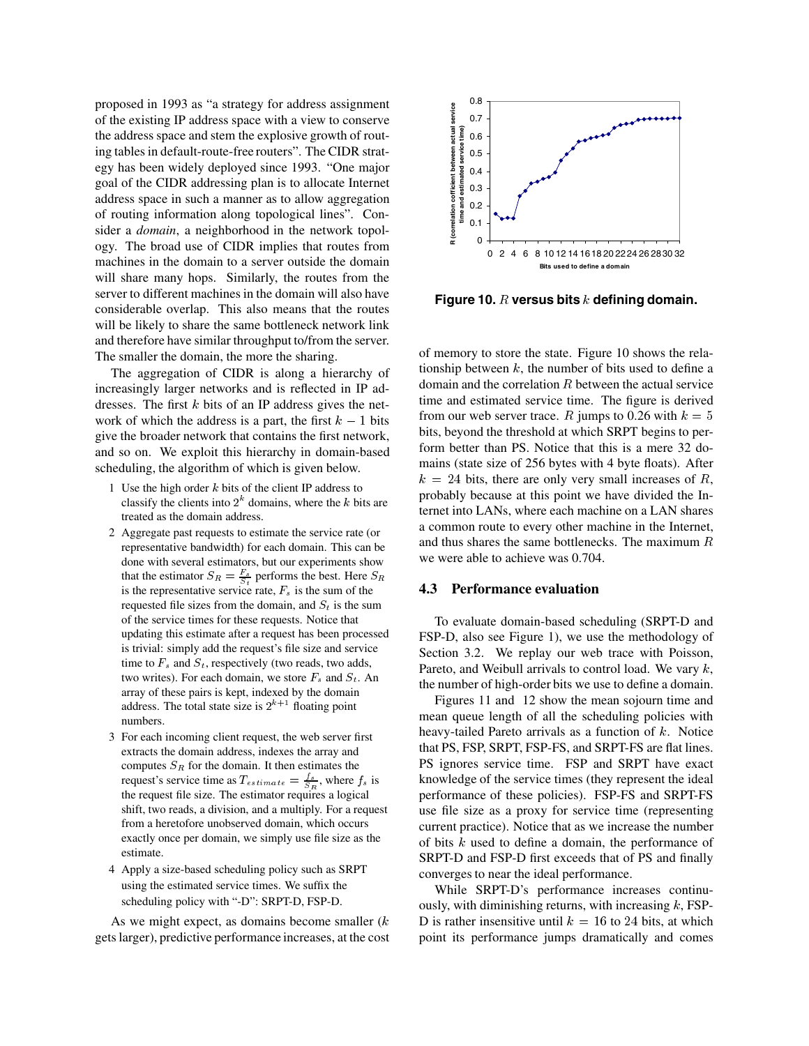proposed in 1993 as "a strategy for address assignment of the existing IP address space with a view to conserve the address space and stem the explosive growth of routing tables in default-route-free routers". The CIDR strategy has been widely deployed since 1993. "One major goal of the CIDR addressing plan is to allocate Internet address space in such a manner as to allow aggregation of routing information along topological lines". Consider a *domain*, a neighborhood in the network topology. The broad use of CIDR implies that routes from machines in the domain to a server outside the domain will share many hops. Similarly, the routes from the server to different machines in the domain will also have considerable overlap. This also means that the routes will be likely to share the same bottleneck network link and therefore have similar throughput to/from the server. The smaller the domain, the more the sharing.

The aggregation of CIDR is along a hierarchy of increasingly larger networks and is reflected in IP addresses. The first $k$ bits of an IP address gives the network of which the address is a part, the first $k-1$ bits give the broader network that contains the first network, and so on. We exploit this hierarchy in domain-based scheduling, the algorithm of which is given below.

1. Use the high order $k$ bits of the client IP address to classify the clients into $2^k$ domains, where the $k$ bits are treated as the domain address.
2. Aggregate past requests to estimate the service rate (or representative bandwidth) for each domain. This can be done with several estimators, but our experiments show that the estimator $S_R = \frac{F_s}{S_t}$ performs the best. Here $S_R$ is the representative service rate, $F_s$ is the sum of the requested file sizes from the domain, and $S_t$ is the sum of the service times for these requests. Notice that updating this estimate after a request has been processed is trivial: simply add the request's file size and service time to $F_s$ and $S_t$, respectively (two reads, two adds, two writes). For each domain, we store $F_s$ and $S_t$. An array of these pairs is kept, indexed by the domain address. The total state size is $2^{k+1}$ floating point numbers.
3. For each incoming client request, the web server first extracts the domain address, indexes the array and computes $S_R$ for the domain. It then estimates the request's service time as $T_{estimate} = \frac{f_s}{S_R}$, where $f_s$ is the request file size. The estimator requires a logical shift, two reads, a division, and a multiply. For a request from a heretofore unobserved domain, which occurs exactly once per domain, we simply use file size as the estimate.
4. Apply a size-based scheduling policy such as SRPT using the estimated service times. We suffix the scheduling policy with "-D": SRPT-D, FSP-D.

As we might expect, as domains become smaller ($k$ gets larger), predictive performance increases, at the cost of memory to store the state. Figure 10 shows the relationship between $k$, the number of bits used to define a domain and the correlation $R$ between the actual service time and estimated service time. The figure is derived from our web server trace. $R$ jumps to 0.26 with $k = 5$ bits, beyond the threshold at which SRPT begins to perform better than PS. Notice that this is a mere 32 domains (state size of 256 bytes with 4 byte floats). After $k = 24$ bits, there are only very small increases of $R$, probably because at this point we have divided the Internet into LANs, where each machine on a LAN shares a common route to every other machine in the Internet, and thus shares the same bottlenecks. The maximum $R$ we were able to achieve was 0.704.

**Figure 10.** $R$ **versus bits** $k$ **defining domain.**

### 4.3 Performance evaluation

To evaluate domain-based scheduling (SRPT-D and FSP-D, also see Figure 1), we use the methodology of Section 3.2. We replay our web trace with Poisson, Pareto, and Weibull arrivals to control load. We vary $k$, the number of high-order bits we use to define a domain.

Figures 11 and 12 show the mean sojourn time and mean queue length of all the scheduling policies with heavy-tailed Pareto arrivals as a function of $k$. Notice that PS, FSP, SRPT, FSP-FS, and SRPT-FS are flat lines. PS ignores service time. FSP and SRPT have exact knowledge of the service times (they represent the ideal performance of these policies). FSP-FS and SRPT-FS use file size as a proxy for service time (representing current practice). Notice that as we increase the number of bits $k$ used to define a domain, the performance of SRPT-D and FSP-D first exceeds that of PS and finally converges to near the ideal performance.

While SRPT-D's performance increases continuously, with diminishing returns, with increasing $k$, FSP-D is rather insensitive until $k = 16$ to 24 bits, at which point its performance jumps dramatically and comes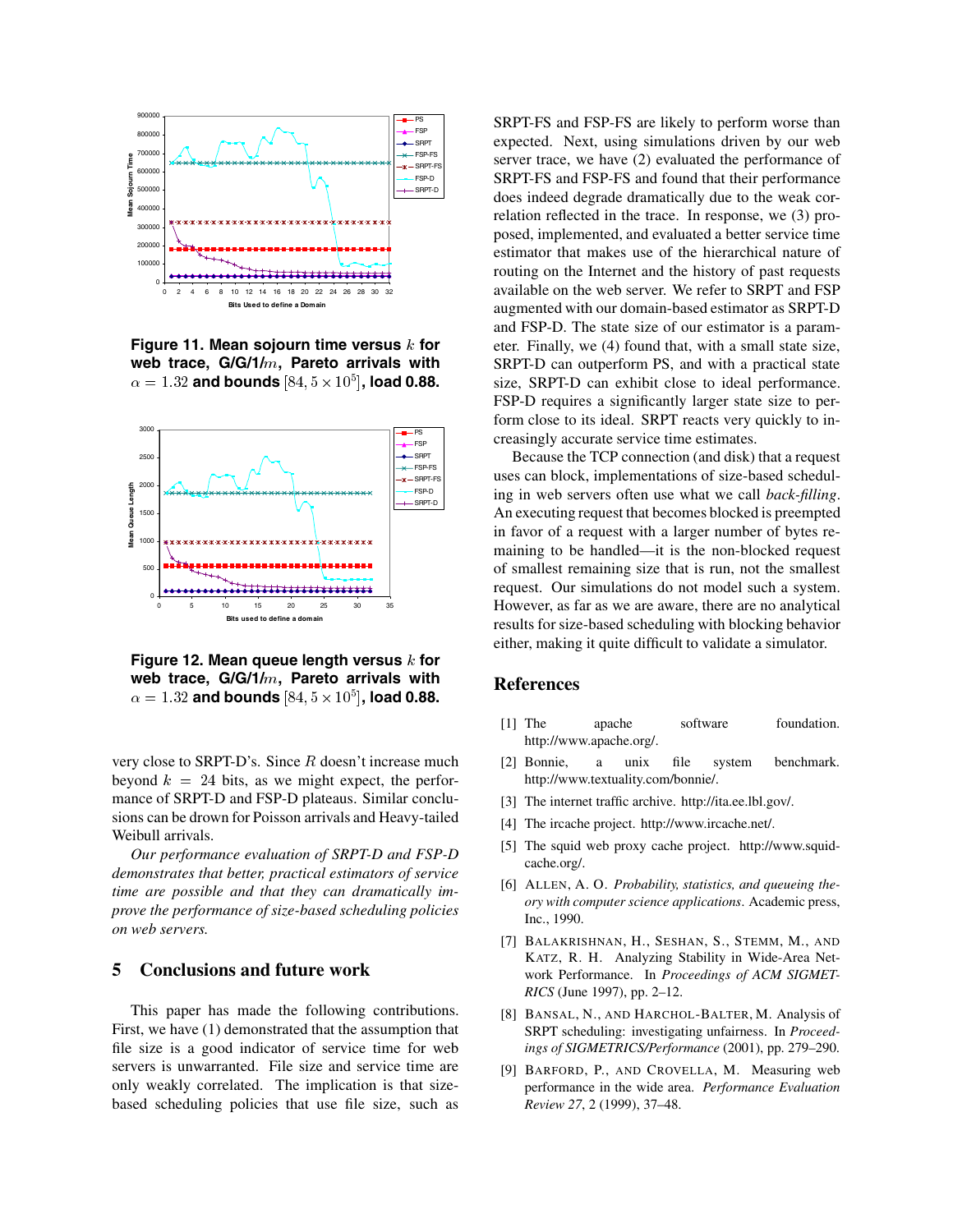Figure 11. Mean sojourn time versus $k$ for web trace, G/G/1/$m$, Pareto arrivals with $\alpha = 1.32$ and bounds $[84, 5 \times 10^5]$, load 0.88.

Figure 12. Mean queue length versus $k$ for web trace, G/G/1/$m$, Pareto arrivals with $\alpha = 1.32$ and bounds $[84, 5 \times 10^5]$, load 0.88.

very close to SRPT-D's. Since $R$ doesn't increase much beyond $k = 24$ bits, as we might expect, the performance of SRPT-D and FSP-D plateaus. Similar conclusions can be drawn for Poisson arrivals and Heavy-tailed Weibull arrivals.

*Our performance evaluation of SRPT-D and FSP-D demonstrates that better, practical estimators of service time are possible and that they can dramatically improve the performance of size-based scheduling policies on web servers.*

## 5 Conclusions and future work

This paper has made the following contributions. First, we have (1) demonstrated that the assumption that file size is a good indicator of service time for web servers is unwarranted. File size and service time are only weakly correlated. The implication is that size-based scheduling policies that use file size, such as SRPT-FS and FSP-FS are likely to perform worse than expected. Next, using simulations driven by our web server trace, we have (2) evaluated the performance of SRPT-FS and FSP-FS and found that their performance does indeed degrade dramatically due to the weak correlation reflected in the trace. In response, we (3) proposed, implemented, and evaluated a better service time estimator that makes use of the hierarchical nature of routing on the Internet and the history of past requests available on the web server. We refer to SRPT and FSP augmented with our domain-based estimator as SRPT-D and FSP-D. The state size of our estimator is a parameter. Finally, we (4) found that, with a small state size, SRPT-D can outperform PS, and with a practical state size, SRPT-D can exhibit close to ideal performance. FSP-D requires a significantly larger state size to perform close to its ideal. SRPT reacts very quickly to increasingly accurate service time estimates.

Because the TCP connection (and disk) that a request uses can block, implementations of size-based scheduling in web servers often use what we call *back-filling*. An executing request that becomes blocked is preempted in favor of a request with a larger number of bytes remaining to be handled—it is the non-blocked request of smallest remaining size that is run, not the smallest request. Our simulations do not model such a system. However, as far as we are aware, there are no analytical results for size-based scheduling with blocking behavior either, making it quite difficult to validate a simulator.

## References

[1] The apache software foundation. http://www.apache.org/.

[2] Bonnie, a unix file system benchmark. http://www.textuality.com/bonnie/.

[3] The internet traffic archive. http://ita.ee.lbl.gov/.

[4] The ircache project. http://www.ircache.net/.

[5] The squid web proxy cache project. http://www.squid-cache.org/.

[6] Allen, A. O. *Probability, statistics, and queueing theory with computer science applications*. Academic press, Inc., 1990.

[7] Balakrishnan, H., Seshan, S., Stemm, M., and Katz, R. H. Analyzing Stability in Wide-Area Network Performance. In *Proceedings of ACM SIGMETRICS* (June 1997), pp. 2–12.

[8] Bansal, N., and Harchol-Balter, M. Analysis of SRPT scheduling: investigating unfairness. In *Proceedings of SIGMETRICS/Performance* (2001), pp. 279–290.

[9] Barford, P., and Crovella, M. Measuring web performance in the wide area. *Performance Evaluation Review 27*, 2 (1999), 37–48.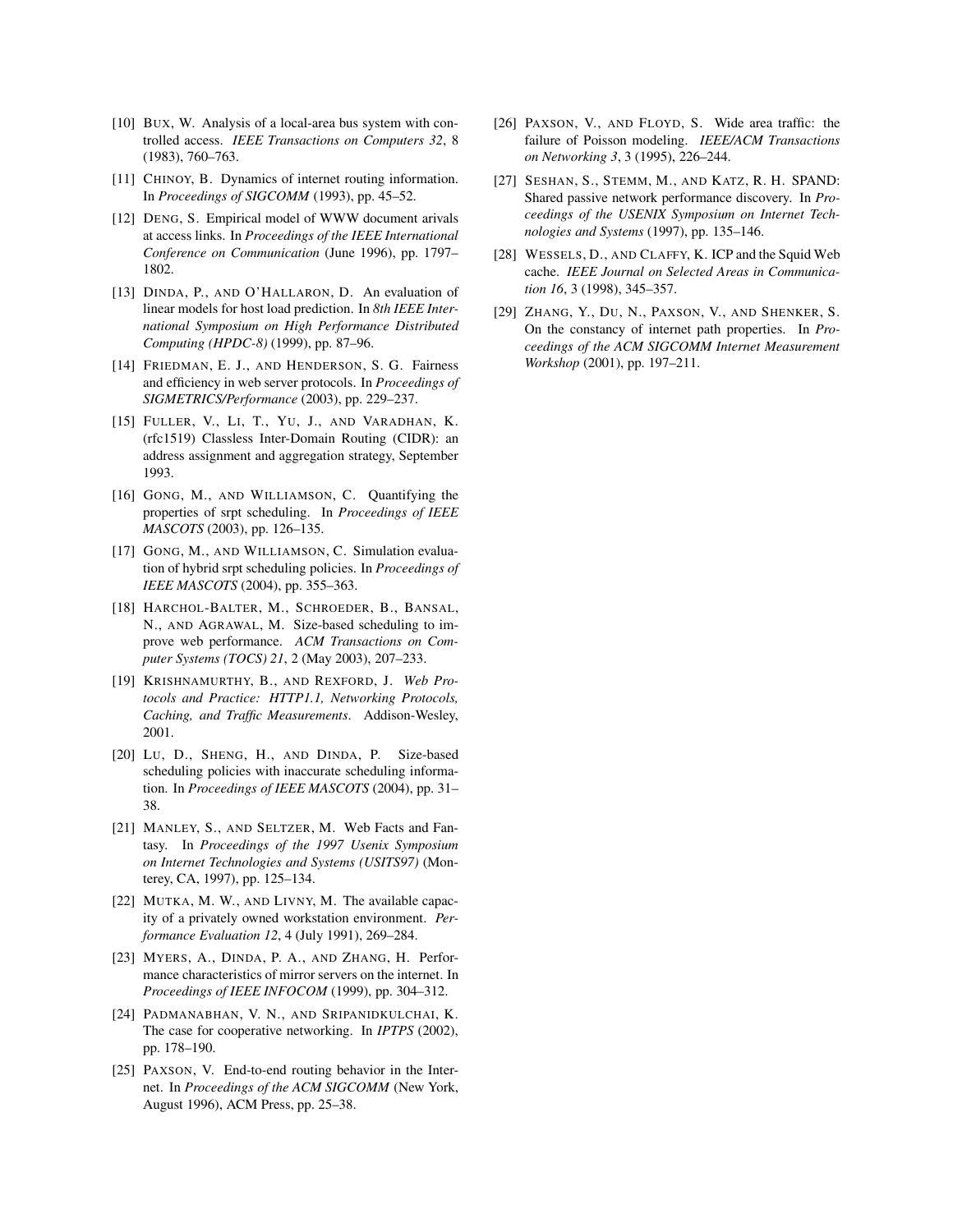[10] BUX, W. Analysis of a local-area bus system with controlled access. *IEEE Transactions on Computers 32*, 8 (1983), 760–763.

[11] CHINOY, B. Dynamics of internet routing information. In *Proceedings of SIGCOMM* (1993), pp. 45–52.

[12] DENG, S. Empirical model of WWW document arivals at access links. In *Proceedings of the IEEE International Conference on Communication* (June 1996), pp. 1797–1802.

[13] DINDA, P., AND O'HALLARON, D. An evaluation of linear models for host load prediction. In *8th IEEE International Symposium on High Performance Distributed Computing (HPDC-8)* (1999), pp. 87–96.

[14] FRIEDMAN, E. J., AND HENDERSON, S. G. Fairness and efficiency in web server protocols. In *Proceedings of SIGMETRICS/Performance* (2003), pp. 229–237.

[15] FULLER, V., LI, T., YU, J., AND VARADHAN, K. (rfc1519) Classless Inter-Domain Routing (CIDR): an address assignment and aggregation strategy, September 1993.

[16] GONG, M., AND WILLIAMSON, C. Quantifying the properties of srpt scheduling. In *Proceedings of IEEE MASCOTS* (2003), pp. 126–135.

[17] GONG, M., AND WILLIAMSON, C. Simulation evaluation of hybrid srpt scheduling policies. In *Proceedings of IEEE MASCOTS* (2004), pp. 355–363.

[18] HARCHOL-BALTER, M., SCHROEDER, B., BANSAL, N., AND AGRAWAL, M. Size-based scheduling to improve web performance. *ACM Transactions on Computer Systems (TOCS) 21*, 2 (May 2003), 207–233.

[19] KRISHNAMURTHY, B., AND REXFORD, J. *Web Protocols and Practice: HTTP1.1, Networking Protocols, Caching, and Traffic Measurements*. Addison-Wesley, 2001.

[20] LU, D., SHENG, H., AND DINDA, P. Size-based scheduling policies with inaccurate scheduling information. In *Proceedings of IEEE MASCOTS* (2004), pp. 31–38.

[21] MANLEY, S., AND SELTZER, M. Web Facts and Fantasy. In *Proceedings of the 1997 Usenix Symposium on Internet Technologies and Systems (USITS97)* (Monterey, CA, 1997), pp. 125–134.

[22] MUTKA, M. W., AND LIVNY, M. The available capacity of a privately owned workstation environment. *Performance Evaluation 12*, 4 (July 1991), 269–284.

[23] MYERS, A., DINDA, P. A., AND ZHANG, H. Performance characteristics of mirror servers on the internet. In *Proceedings of IEEE INFOCOM* (1999), pp. 304–312.

[24] PADMANABHAN, V. N., AND SRIPANIDKULCHAI, K. The case for cooperative networking. In *IPTPS* (2002), pp. 178–190.

[25] PAXSON, V. End-to-end routing behavior in the Internet. In *Proceedings of the ACM SIGCOMM* (New York, August 1996), ACM Press, pp. 25–38.

[26] PAXSON, V., AND FLOYD, S. Wide area traffic: the failure of Poisson modeling. *IEEE/ACM Transactions on Networking 3*, 3 (1995), 226–244.

[27] SESHAN, S., STEMM, M., AND KATZ, R. H. SPAND: Shared passive network performance discovery. In *Proceedings of the USENIX Symposium on Internet Technologies and Systems* (1997), pp. 135–146.

[28] WESSELS, D., AND CLAFFY, K. ICP and the Squid Web cache. *IEEE Journal on Selected Areas in Communication 16*, 3 (1998), 345–357.

[29] ZHANG, Y., DU, N., PAXSON, V., AND SHENKER, S. On the constancy of internet path properties. In *Proceedings of the ACM SIGCOMM Internet Measurement Workshop* (2001), pp. 197–211.